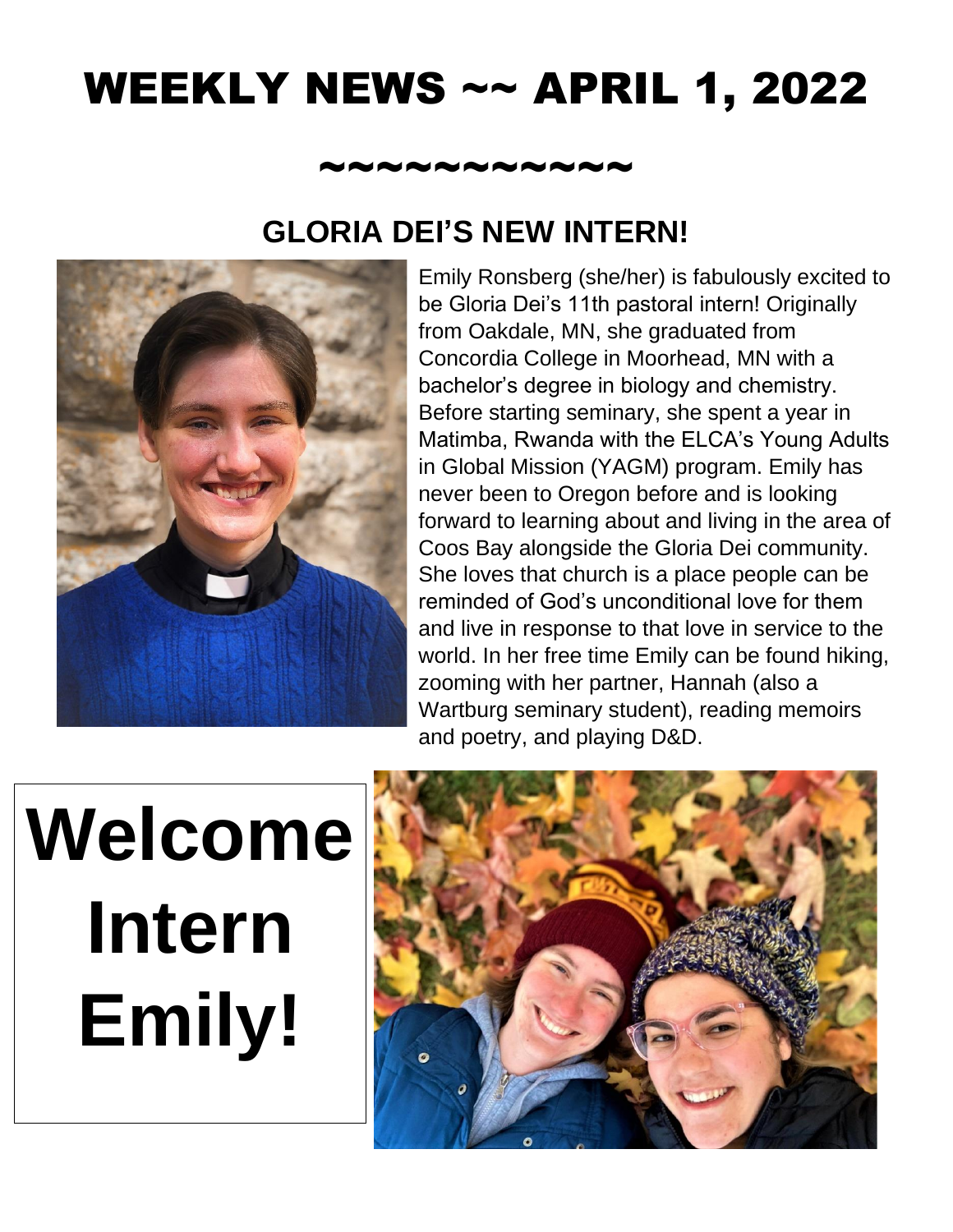# WEEKLY NEWS ~~ APRIL 1, 2022

~~~~~~~~~~~~

## GLORIA DEI'S NEW INTERN!

Emily Ronsberg (she/her) is fabulously excited to be Gloria Dei's 11th pastoral intern! Originally from Oakdale, MN, she graduated from Concordia College in Moorhead, MN with a bachelor's degree in biology and chemistry. Before starting seminary, she spent a year in Matimba, Rwanda with the ELCA's Young Adults in Global Mission (YAGM) program. Emily has never been to Oregon before and is looking forward to learning about and living in the area of Coos Bay alongside the Gloria Dei community. She loves that church is a place people can be reminded of God's unconditional love for them and live in response to that love in service to the world. In her free time Emily can be found hiking, zooming with her partner, Hannah (also a Wartburg seminary student), reading memoirs and poetry, and playing D&D.

**Welcome Intern Emily!**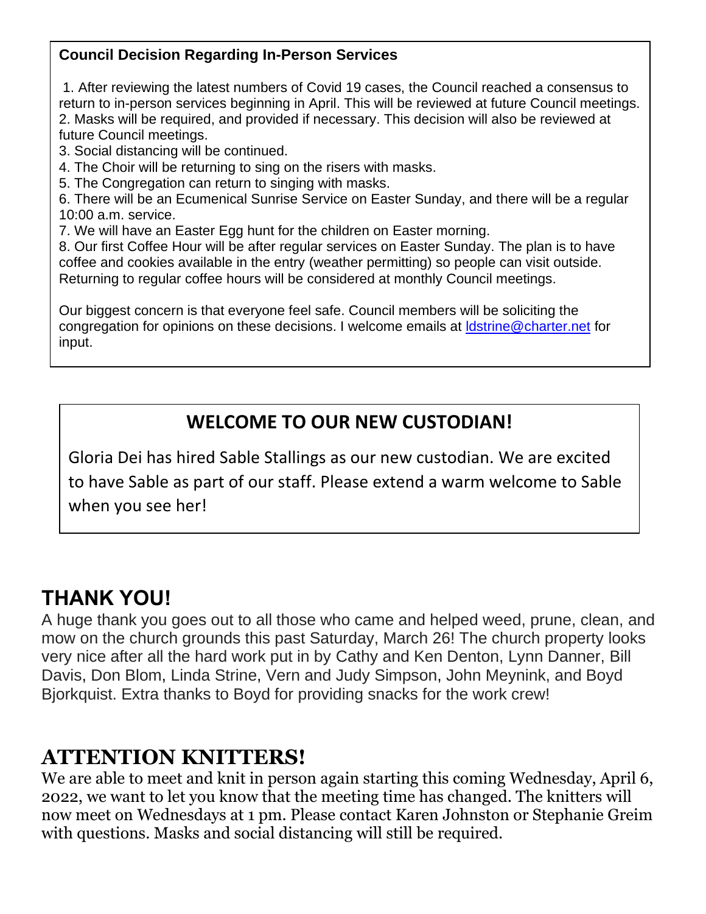### Council Decision Regarding In-Person Services

1. After reviewing the latest numbers of Covid 19 cases, the Council reached a consensus to return to in-person services beginning in April. This will be reviewed at future Council meetings.
2. Masks will be required, and provided if necessary. This decision will also be reviewed at future Council meetings.
3. Social distancing will be continued.
4. The Choir will be returning to sing on the risers with masks.
5. The Congregation can return to singing with masks.
6. There will be an Ecumenical Sunrise Service on Easter Sunday, and there will be a regular 10:00 a.m. service.
7. We will have an Easter Egg hunt for the children on Easter morning.
8. Our first Coffee Hour will be after regular services on Easter Sunday. The plan is to have coffee and cookies available in the entry (weather permitting) so people can visit outside. Returning to regular coffee hours will be considered at monthly Council meetings.

Our biggest concern is that everyone feel safe. Council members will be soliciting the congregation for opinions on these decisions. I welcome emails at ldstrine@charter.net for input.

## WELCOME TO OUR NEW CUSTODIAN!

Gloria Dei has hired Sable Stallings as our new custodian. We are excited to have Sable as part of our staff. Please extend a warm welcome to Sable when you see her!

## THANK YOU!

A huge thank you goes out to all those who came and helped weed, prune, clean, and mow on the church grounds this past Saturday, March 26! The church property looks very nice after all the hard work put in by Cathy and Ken Denton, Lynn Danner, Bill Davis, Don Blom, Linda Strine, Vern and Judy Simpson, John Meynink, and Boyd Bjorkquist. Extra thanks to Boyd for providing snacks for the work crew!

## ATTENTION KNITTERS!

We are able to meet and knit in person again starting this coming Wednesday, April 6, 2022, we want to let you know that the meeting time has changed. The knitters will now meet on Wednesdays at 1 pm. Please contact Karen Johnston or Stephanie Greim with questions. Masks and social distancing will still be required.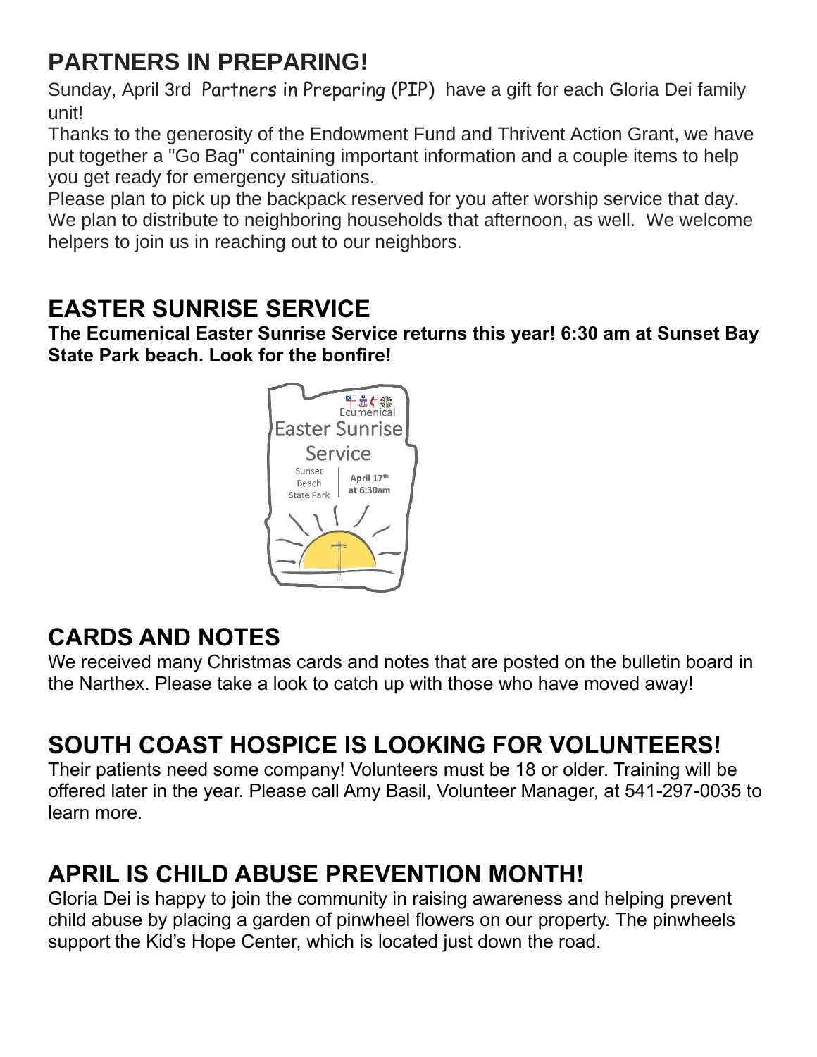## PARTNERS IN PREPARING!

Sunday, April 3rd Partners in Preparing (PIP) have a gift for each Gloria Dei family unit!

Thanks to the generosity of the Endowment Fund and Thrivent Action Grant, we have put together a "Go Bag" containing important information and a couple items to help you get ready for emergency situations.

Please plan to pick up the backpack reserved for you after worship service that day. We plan to distribute to neighboring households that afternoon, as well. We welcome helpers to join us in reaching out to our neighbors.

## EASTER SUNRISE SERVICE

**The Ecumenical Easter Sunrise Service returns this year! 6:30 am at Sunset Bay State Park beach. Look for the bonfire!**

Ecumenical
Easter Sunrise Service
Sunset Beach State Park | April 17th at 6:30am

## CARDS AND NOTES

We received many Christmas cards and notes that are posted on the bulletin board in the Narthex. Please take a look to catch up with those who have moved away!

## SOUTH COAST HOSPICE IS LOOKING FOR VOLUNTEERS!

Their patients need some company! Volunteers must be 18 or older. Training will be offered later in the year. Please call Amy Basil, Volunteer Manager, at 541-297-0035 to learn more.

## APRIL IS CHILD ABUSE PREVENTION MONTH!

Gloria Dei is happy to join the community in raising awareness and helping prevent child abuse by placing a garden of pinwheel flowers on our property. The pinwheels support the Kid's Hope Center, which is located just down the road.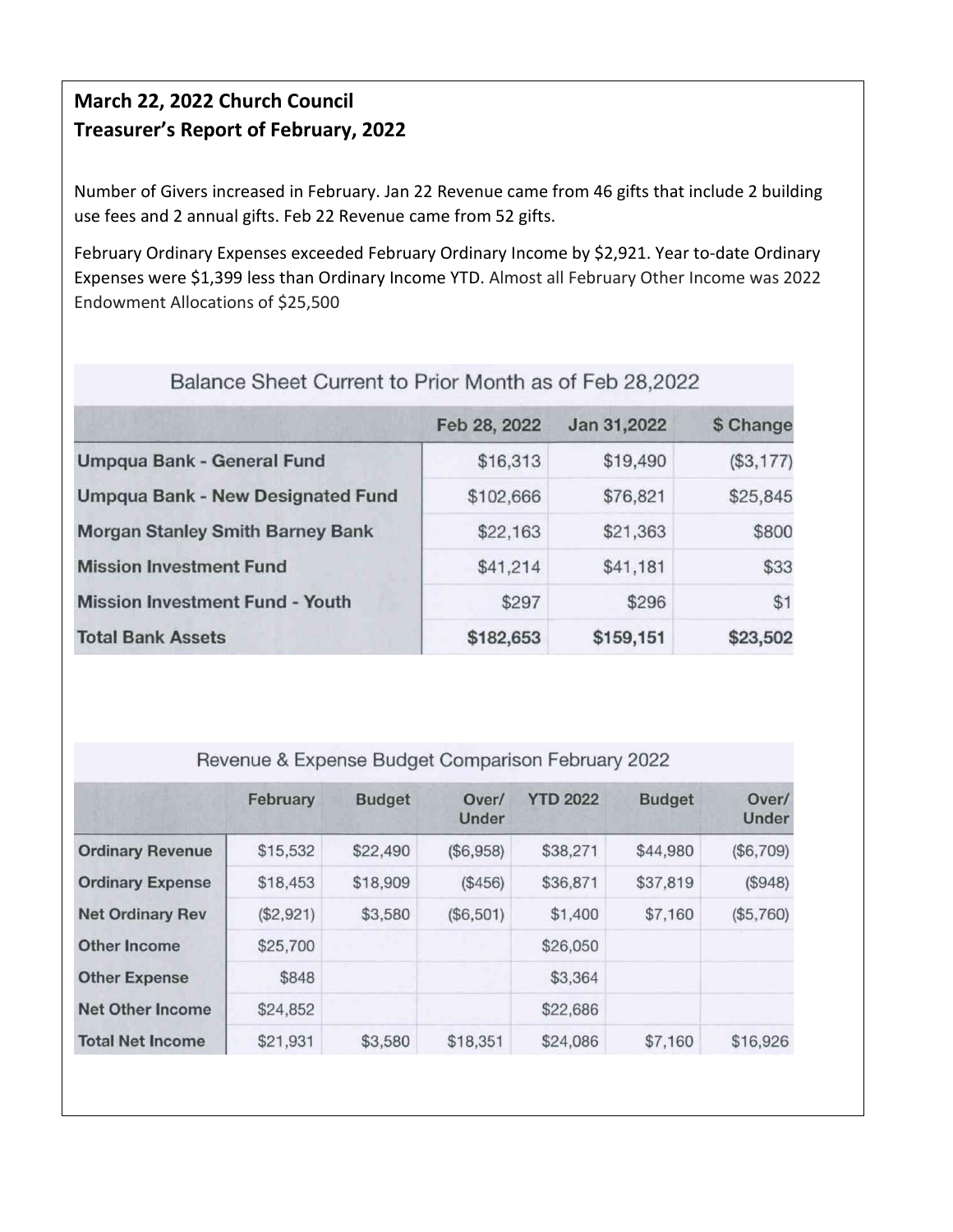**March 22, 2022 Church Council**
**Treasurer's Report of February, 2022**

Number of Givers increased in February. Jan 22 Revenue came from 46 gifts that include 2 building use fees and 2 annual gifts. Feb 22 Revenue came from 52 gifts.

February Ordinary Expenses exceeded February Ordinary Income by $2,921. Year to-date Ordinary Expenses were $1,399 less than Ordinary Income YTD. Almost all February Other Income was 2022 Endowment Allocations of $25,500

Balance Sheet Current to Prior Month as of Feb 28,2022

| | Feb 28, 2022 | Jan 31,2022 | $ Change |
|---|---|---|---|
| **Umpqua Bank - General Fund** | $16,313 | $19,490 | ($3,177) |
| **Umpqua Bank - New Designated Fund** | $102,666 | $76,821 | $25,845 |
| **Morgan Stanley Smith Barney Bank** | $22,163 | $21,363 | $800 |
| **Mission Investment Fund** | $41,214 | $41,181 | $33 |
| **Mission Investment Fund - Youth** | $297 | $296 | $1 |
| **Total Bank Assets** | **$182,653** | **$159,151** | **$23,502** |

Revenue & Expense Budget Comparison February 2022

| | February | Budget | Over/ Under | YTD 2022 | Budget | Over/ Under |
|---|---|---|---|---|---|---|
| **Ordinary Revenue** | $15,532 | $22,490 | ($6,958) | $38,271 | $44,980 | ($6,709) |
| **Ordinary Expense** | $18,453 | $18,909 | ($456) | $36,871 | $37,819 | ($948) |
| **Net Ordinary Rev** | ($2,921) | $3,580 | ($6,501) | $1,400 | $7,160 | ($5,760) |
| **Other Income** | $25,700 | | | $26,050 | | |
| **Other Expense** | $848 | | | $3,364 | | |
| **Net Other Income** | $24,852 | | | $22,686 | | |
| **Total Net Income** | $21,931 | $3,580 | $18,351 | $24,086 | $7,160 | $16,926 |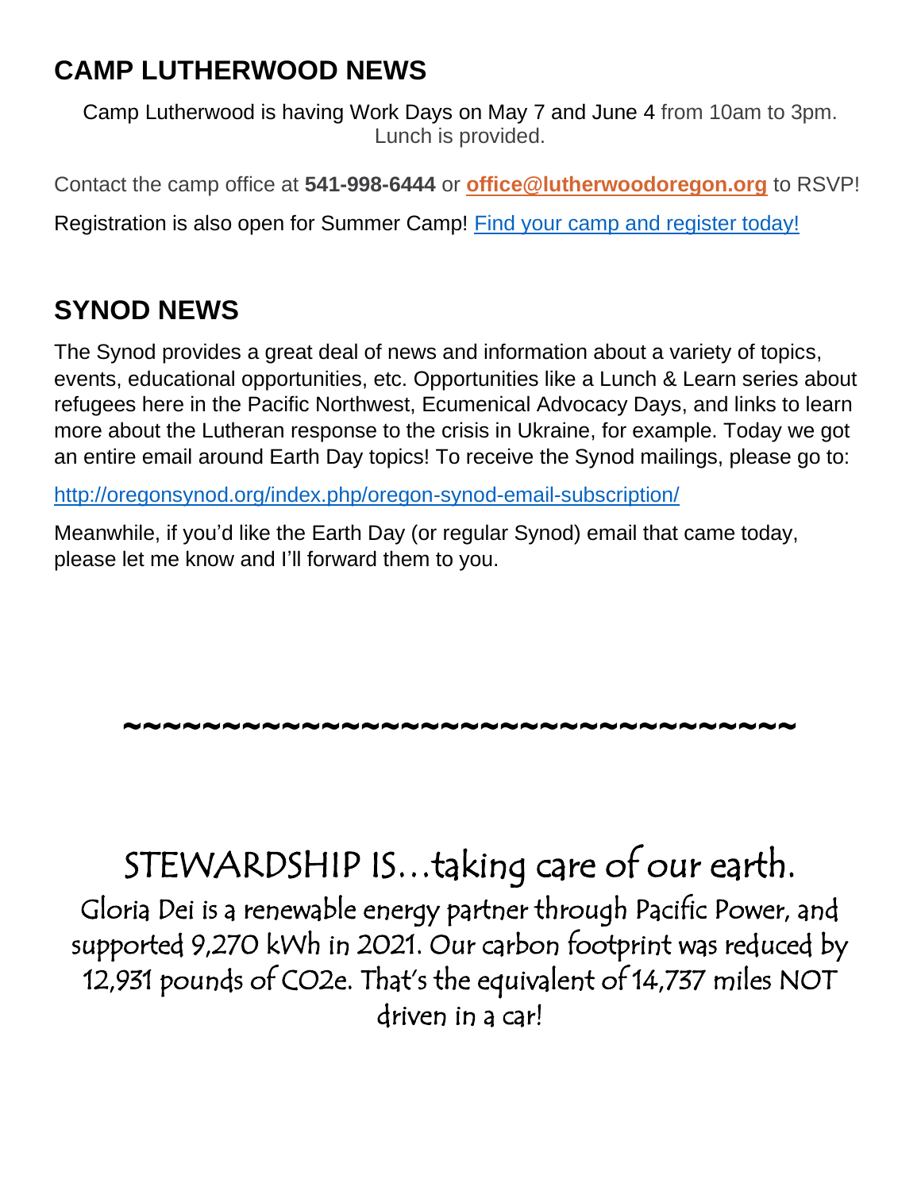## CAMP LUTHERWOOD NEWS

Camp Lutherwood is having Work Days on May 7 and June 4 from 10am to 3pm. Lunch is provided.

Contact the camp office at **541-998-6444** or **office@lutherwoodoregon.org** to RSVP!

Registration is also open for Summer Camp! Find your camp and register today!

## SYNOD NEWS

The Synod provides a great deal of news and information about a variety of topics, events, educational opportunities, etc. Opportunities like a Lunch & Learn series about refugees here in the Pacific Northwest, Ecumenical Advocacy Days, and links to learn more about the Lutheran response to the crisis in Ukraine, for example. Today we got an entire email around Earth Day topics! To receive the Synod mailings, please go to:

http://oregonsynod.org/index.php/oregon-synod-email-subscription/

Meanwhile, if you'd like the Earth Day (or regular Synod) email that came today, please let me know and I'll forward them to you.

~~~~~~~~~~~~~~~~~~~~~~~~~~~~~~~~~~~~

# STEWARDSHIP IS…taking care of our earth.

Gloria Dei is a renewable energy partner through Pacific Power, and supported 9,270 kWh in 2021. Our carbon footprint was reduced by 12,931 pounds of CO2e. That's the equivalent of 14,737 miles NOT driven in a car!